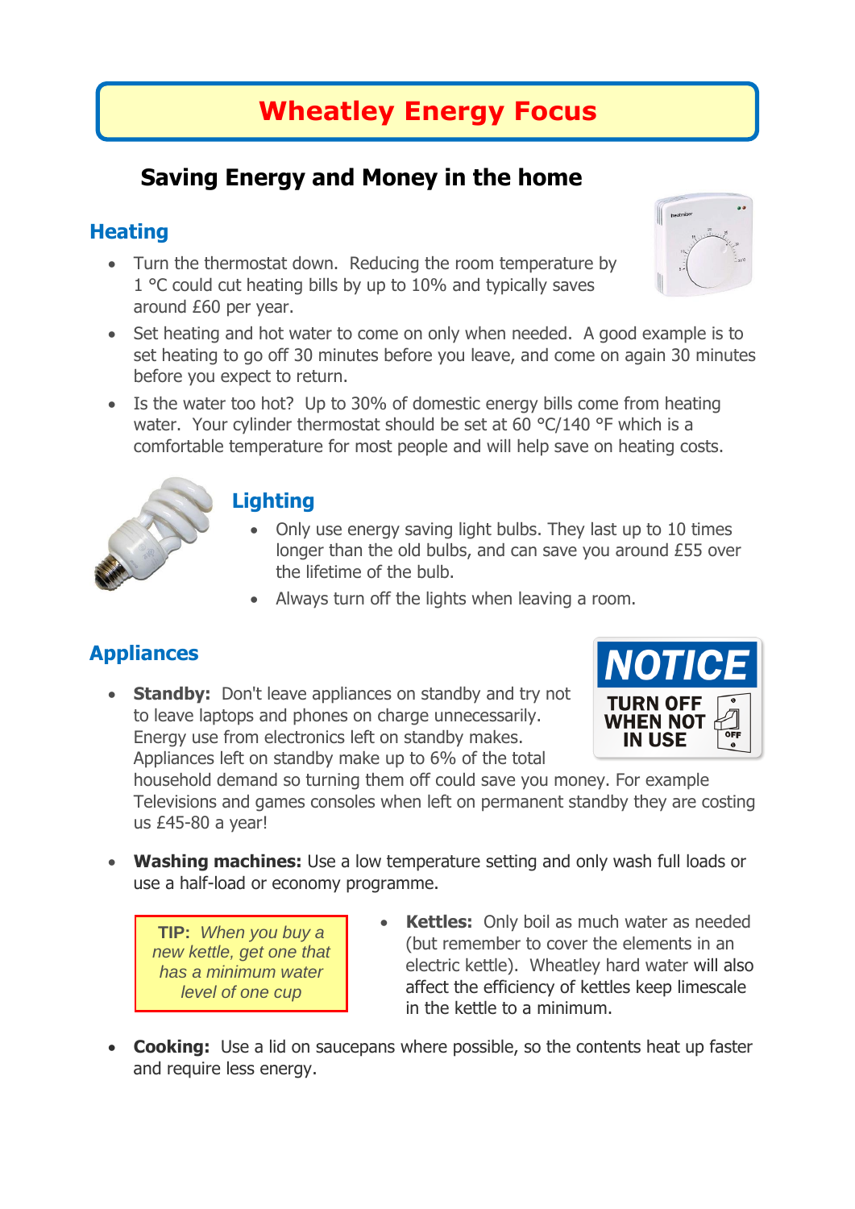# Wheatley Energy Focus

## Saving Energy and Money in the home

### Heating

- Turn the thermostat down. Reducing the room temperature by 1 °C could cut heating bills by up to 10% and typically saves around £60 per year.
- Set heating and hot water to come on only when needed. A good example is to set heating to go off 30 minutes before you leave, and come on again 30 minutes before you expect to return.
- Is the water too hot? Up to 30% of domestic energy bills come from heating water. Your cylinder thermostat should be set at 60 °C/140 °F which is a comfortable temperature for most people and will help save on heating costs.

### Lighting

- Only use energy saving light bulbs. They last up to 10 times longer than the old bulbs, and can save you around £55 over the lifetime of the bulb.
- Always turn off the lights when leaving a room.

### Appliances

NOTICE
TURN OFF WHEN NOT IN USE

- **Standby:** Don't leave appliances on standby and try not to leave laptops and phones on charge unnecessarily. Energy use from electronics left on standby makes. Appliances left on standby make up to 6% of the total household demand so turning them off could save you money. For example Televisions and games consoles when left on permanent standby they are costing us £45-80 a year!

- **Washing machines:** Use a low temperature setting and only wash full loads or use a half-load or economy programme.

- **Kettles:** Only boil as much water as needed (but remember to cover the elements in an electric kettle). Wheatley hard water will also affect the efficiency of kettles keep limescale in the kettle to a minimum.

> **TIP:** *When you buy a new kettle, get one that has a minimum water level of one cup*

- **Cooking:** Use a lid on saucepans where possible, so the contents heat up faster and require less energy.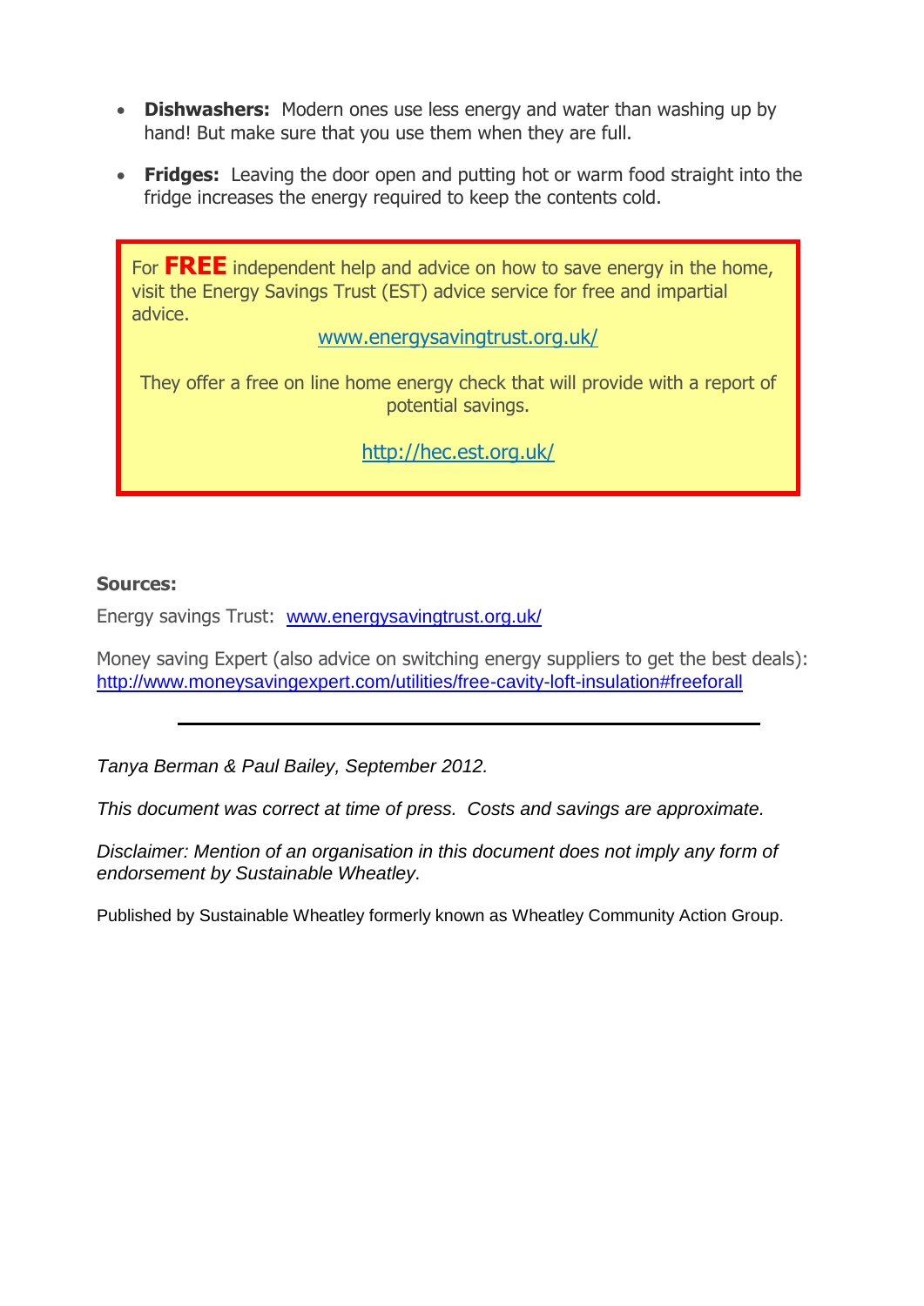- **Dishwashers:** Modern ones use less energy and water than washing up by hand! But make sure that you use them when they are full.
- **Fridges:** Leaving the door open and putting hot or warm food straight into the fridge increases the energy required to keep the contents cold.

For **FREE** independent help and advice on how to save energy in the home, visit the Energy Savings Trust (EST) advice service for free and impartial advice.

www.energysavingtrust.org.uk/

They offer a free on line home energy check that will provide with a report of potential savings.

http://hec.est.org.uk/

**Sources:**

Energy savings Trust: www.energysavingtrust.org.uk/

Money saving Expert (also advice on switching energy suppliers to get the best deals): http://www.moneysavingexpert.com/utilities/free-cavity-loft-insulation#freeforall

---

*Tanya Berman & Paul Bailey, September 2012.*

*This document was correct at time of press. Costs and savings are approximate.*

*Disclaimer: Mention of an organisation in this document does not imply any form of endorsement by Sustainable Wheatley.*

Published by Sustainable Wheatley formerly known as Wheatley Community Action Group.